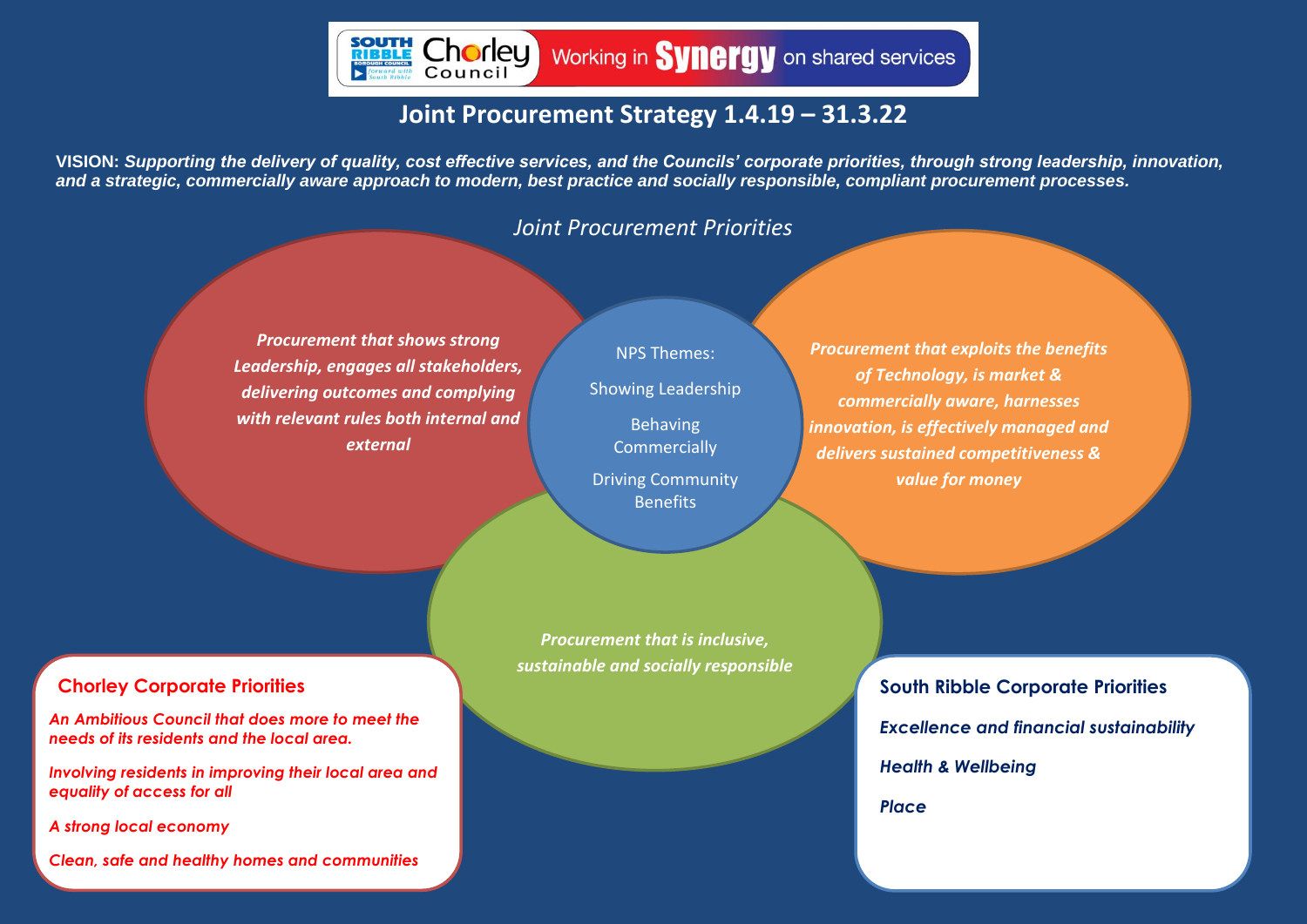South Ribble Borough Council – Chorley Council – Working in Synergy on shared services

# Joint Procurement Strategy 1.4.19 – 31.3.22

**VISION:** ***Supporting the delivery of quality, cost effective services, and the Councils' corporate priorities, through strong leadership, innovation, and a strategic, commercially aware approach to modern, best practice and socially responsible, compliant procurement processes.***

## *Joint Procurement Priorities*

***Procurement that shows strong Leadership, engages all stakeholders, delivering outcomes and complying with relevant rules both internal and external***

NPS Themes:

- Showing Leadership
- Behaving Commercially
- Driving Community Benefits

***Procurement that exploits the benefits of Technology, is market & commercially aware, harnesses innovation, is effectively managed and delivers sustained competitiveness & value for money***

***Procurement that is inclusive, sustainable and socially responsible***

### Chorley Corporate Priorities

*An Ambitious Council that does more to meet the needs of its residents and the local area.*

*Involving residents in improving their local area and equality of access for all*

*A strong local economy*

*Clean, safe and healthy homes and communities*

### South Ribble Corporate Priorities

*Excellence and financial sustainability*

*Health & Wellbeing*

*Place*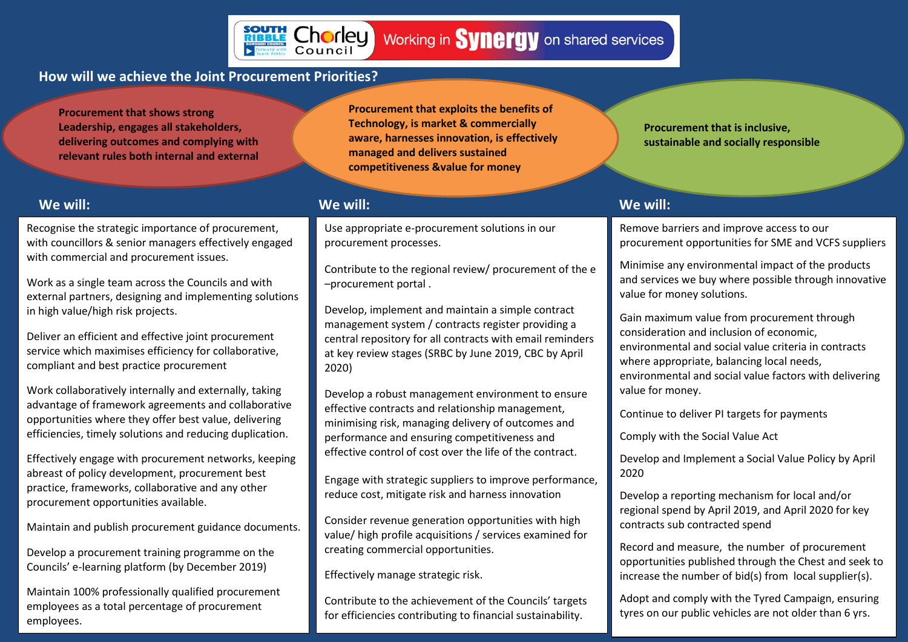South Ribble Borough Council | Chorley Council | Working in Synergy on shared services

## How will we achieve the Joint Procurement Priorities?

### Procurement that shows strong Leadership, engages all stakeholders, delivering outcomes and complying with relevant rules both internal and external

**We will:**

Recognise the strategic importance of procurement, with councillors & senior managers effectively engaged with commercial and procurement issues.

Work as a single team across the Councils and with external partners, designing and implementing solutions in high value/high risk projects.

Deliver an efficient and effective joint procurement service which maximises efficiency for collaborative, compliant and best practice procurement

Work collaboratively internally and externally, taking advantage of framework agreements and collaborative opportunities where they offer best value, delivering efficiencies, timely solutions and reducing duplication.

Effectively engage with procurement networks, keeping abreast of policy development, procurement best practice, frameworks, collaborative and any other procurement opportunities available.

Maintain and publish procurement guidance documents.

Develop a procurement training programme on the Councils' e-learning platform (by December 2019)

Maintain 100% professionally qualified procurement employees as a total percentage of procurement employees.

### Procurement that exploits the benefits of Technology, is market & commercially aware, harnesses innovation, is effectively managed and delivers sustained competitiveness &value for money

**We will:**

Use appropriate e-procurement solutions in our procurement processes.

Contribute to the regional review/ procurement of the e –procurement portal .

Develop, implement and maintain a simple contract management system / contracts register providing a central repository for all contracts with email reminders at key review stages (SRBC by June 2019, CBC by April 2020)

Develop a robust management environment to ensure effective contracts and relationship management, minimising risk, managing delivery of outcomes and performance and ensuring competitiveness and effective control of cost over the life of the contract.

Engage with strategic suppliers to improve performance, reduce cost, mitigate risk and harness innovation

Consider revenue generation opportunities with high value/ high profile acquisitions / services examined for creating commercial opportunities.

Effectively manage strategic risk.

Contribute to the achievement of the Councils' targets for efficiencies contributing to financial sustainability.

### Procurement that is inclusive, sustainable and socially responsible

**We will:**

Remove barriers and improve access to our procurement opportunities for SME and VCFS suppliers

Minimise any environmental impact of the products and services we buy where possible through innovative value for money solutions.

Gain maximum value from procurement through consideration and inclusion of economic, environmental and social value criteria in contracts where appropriate, balancing local needs, environmental and social value factors with delivering value for money.

Continue to deliver PI targets for payments

Comply with the Social Value Act

Develop and Implement a Social Value Policy by April 2020

Develop a reporting mechanism for local and/or regional spend by April 2019, and April 2020 for key contracts sub contracted spend

Record and measure, the number of procurement opportunities published through the Chest and seek to increase the number of bid(s) from local supplier(s).

Adopt and comply with the Tyred Campaign, ensuring tyres on our public vehicles are not older than 6 yrs.